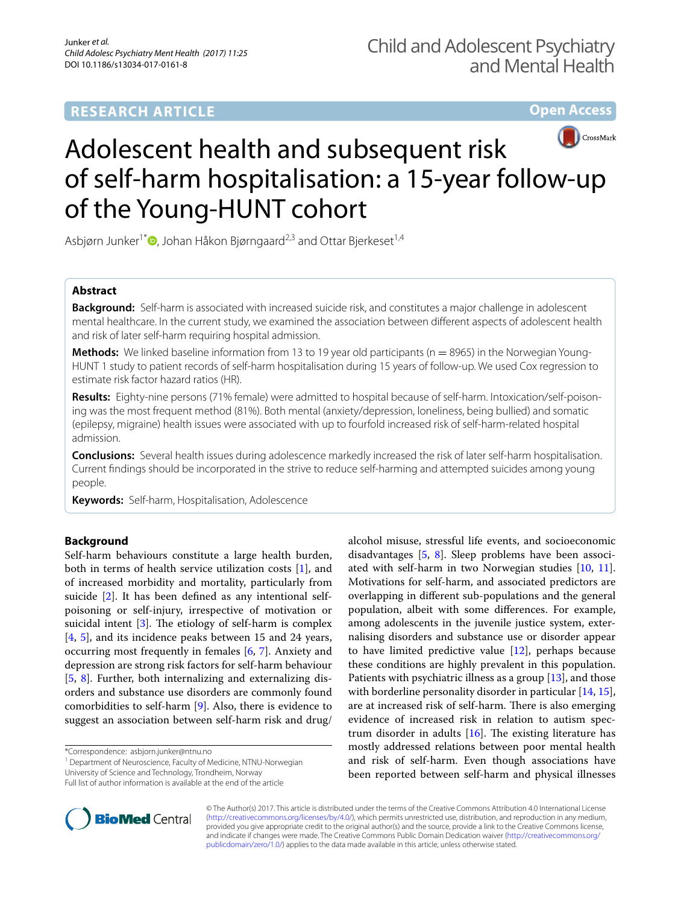RESEARCH ARTICLE

Open Access

# Adolescent health and subsequent risk of self-harm hospitalisation: a 15-year follow-up of the Young-HUNT cohort

Asbjørn Junker[1*], Johan Håkon Bjørngaard[2,3] and Ottar Bjerkeset[1,4]

## Abstract

**Background:** Self-harm is associated with increased suicide risk, and constitutes a major challenge in adolescent mental healthcare. In the current study, we examined the association between different aspects of adolescent health and risk of later self-harm requiring hospital admission.

**Methods:** We linked baseline information from 13 to 19 year old participants (n = 8965) in the Norwegian Young-HUNT 1 study to patient records of self-harm hospitalisation during 15 years of follow-up. We used Cox regression to estimate risk factor hazard ratios (HR).

**Results:** Eighty-nine persons (71% female) were admitted to hospital because of self-harm. Intoxication/self-poisoning was the most frequent method (81%). Both mental (anxiety/depression, loneliness, being bullied) and somatic (epilepsy, migraine) health issues were associated with up to fourfold increased risk of self-harm-related hospital admission.

**Conclusions:** Several health issues during adolescence markedly increased the risk of later self-harm hospitalisation. Current findings should be incorporated in the strive to reduce self-harming and attempted suicides among young people.

**Keywords:** Self-harm, Hospitalisation, Adolescence

## Background

Self-harm behaviours constitute a large health burden, both in terms of health service utilization costs [1], and of increased morbidity and mortality, particularly from suicide [2]. It has been defined as any intentional self-poisoning or self-injury, irrespective of motivation or suicidal intent [3]. The etiology of self-harm is complex [4, 5], and its incidence peaks between 15 and 24 years, occurring most frequently in females [6, 7]. Anxiety and depression are strong risk factors for self-harm behaviour [5, 8]. Further, both internalizing and externalizing disorders and substance use disorders are commonly found comorbidities to self-harm [9]. Also, there is evidence to suggest an association between self-harm risk and drug/alcohol misuse, stressful life events, and socioeconomic disadvantages [5, 8]. Sleep problems have been associated with self-harm in two Norwegian studies [10, 11]. Motivations for self-harm, and associated predictors are overlapping in different sub-populations and the general population, albeit with some differences. For example, among adolescents in the juvenile justice system, externalising disorders and substance use or disorder appear to have limited predictive value [12], perhaps because these conditions are highly prevalent in this population. Patients with psychiatric illness as a group [13], and those with borderline personality disorder in particular [14, 15], are at increased risk of self-harm. There is also emerging evidence of increased risk in relation to autism spectrum disorder in adults [16]. The existing literature has mostly addressed relations between poor mental health and risk of self-harm. Even though associations have been reported between self-harm and physical illnesses

*Correspondence: asbjorn.junker@ntnu.no
[1] Department of Neuroscience, Faculty of Medicine, NTNU-Norwegian University of Science and Technology, Trondheim, Norway
Full list of author information is available at the end of the article

© The Author(s) 2017. This article is distributed under the terms of the Creative Commons Attribution 4.0 International License (http://creativecommons.org/licenses/by/4.0/), which permits unrestricted use, distribution, and reproduction in any medium, provided you give appropriate credit to the original author(s) and the source, provide a link to the Creative Commons license, and indicate if changes were made. The Creative Commons Public Domain Dedication waiver (http://creativecommons.org/publicdomain/zero/1.0/) applies to the data made available in this article, unless otherwise stated.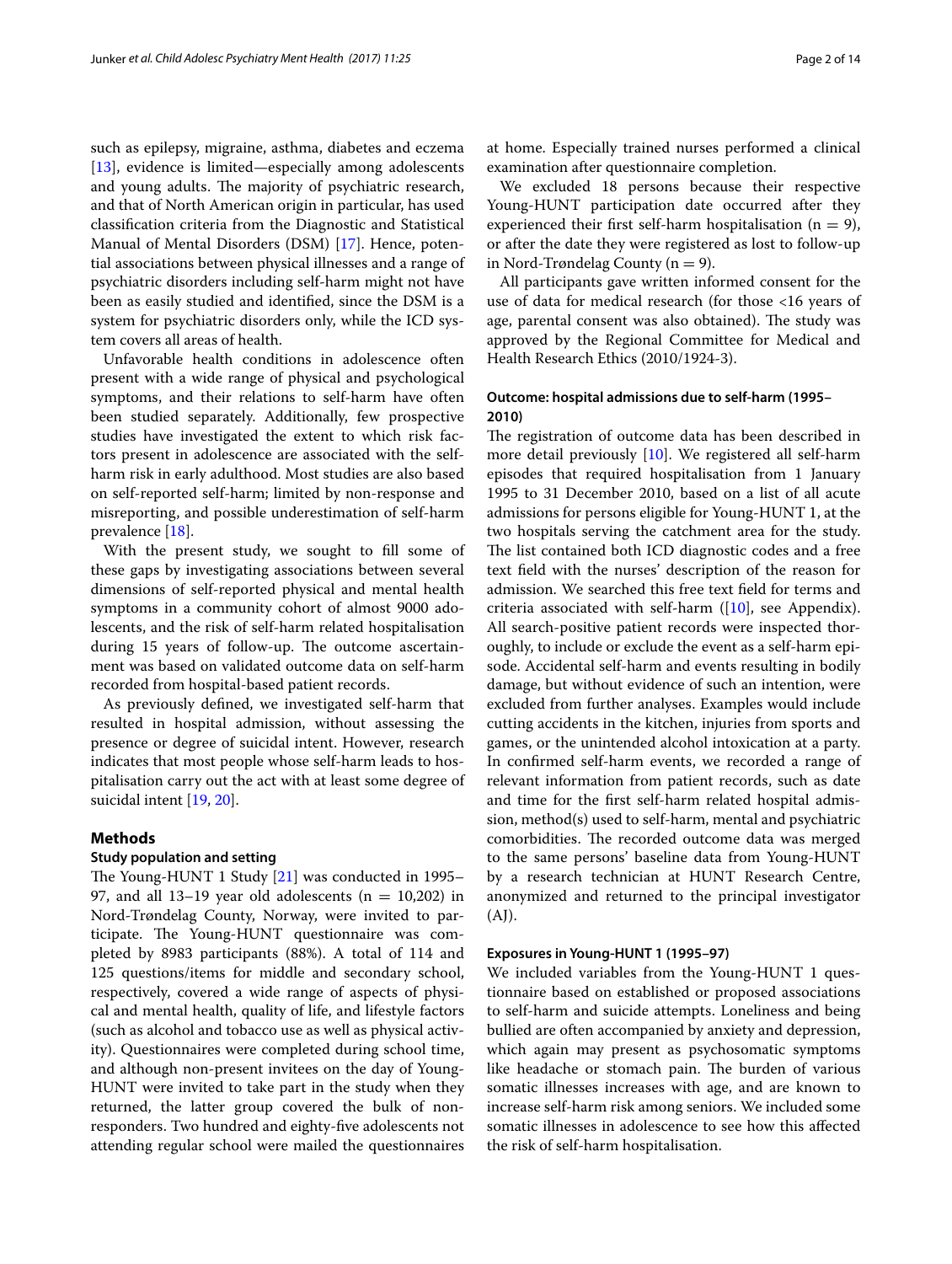such as epilepsy, migraine, asthma, diabetes and eczema [13], evidence is limited—especially among adolescents and young adults. The majority of psychiatric research, and that of North American origin in particular, has used classification criteria from the Diagnostic and Statistical Manual of Mental Disorders (DSM) [17]. Hence, potential associations between physical illnesses and a range of psychiatric disorders including self-harm might not have been as easily studied and identified, since the DSM is a system for psychiatric disorders only, while the ICD system covers all areas of health.

Unfavorable health conditions in adolescence often present with a wide range of physical and psychological symptoms, and their relations to self-harm have often been studied separately. Additionally, few prospective studies have investigated the extent to which risk factors present in adolescence are associated with the self-harm risk in early adulthood. Most studies are also based on self-reported self-harm; limited by non-response and misreporting, and possible underestimation of self-harm prevalence [18].

With the present study, we sought to fill some of these gaps by investigating associations between several dimensions of self-reported physical and mental health symptoms in a community cohort of almost 9000 adolescents, and the risk of self-harm related hospitalisation during 15 years of follow-up. The outcome ascertainment was based on validated outcome data on self-harm recorded from hospital-based patient records.

As previously defined, we investigated self-harm that resulted in hospital admission, without assessing the presence or degree of suicidal intent. However, research indicates that most people whose self-harm leads to hospitalisation carry out the act with at least some degree of suicidal intent [19, 20].

## Methods

### Study population and setting

The Young-HUNT 1 Study [21] was conducted in 1995–97, and all 13–19 year old adolescents (n = 10,202) in Nord-Trøndelag County, Norway, were invited to participate. The Young-HUNT questionnaire was completed by 8983 participants (88%). A total of 114 and 125 questions/items for middle and secondary school, respectively, covered a wide range of aspects of physical and mental health, quality of life, and lifestyle factors (such as alcohol and tobacco use as well as physical activity). Questionnaires were completed during school time, and although non-present invitees on the day of Young-HUNT were invited to take part in the study when they returned, the latter group covered the bulk of non-responders. Two hundred and eighty-five adolescents not attending regular school were mailed the questionnaires at home. Especially trained nurses performed a clinical examination after questionnaire completion.

We excluded 18 persons because their respective Young-HUNT participation date occurred after they experienced their first self-harm hospitalisation (n = 9), or after the date they were registered as lost to follow-up in Nord-Trøndelag County (n = 9).

All participants gave written informed consent for the use of data for medical research (for those <16 years of age, parental consent was also obtained). The study was approved by the Regional Committee for Medical and Health Research Ethics (2010/1924-3).

### Outcome: hospital admissions due to self-harm (1995–2010)

The registration of outcome data has been described in more detail previously [10]. We registered all self-harm episodes that required hospitalisation from 1 January 1995 to 31 December 2010, based on a list of all acute admissions for persons eligible for Young-HUNT 1, at the two hospitals serving the catchment area for the study. The list contained both ICD diagnostic codes and a free text field with the nurses' description of the reason for admission. We searched this free text field for terms and criteria associated with self-harm ([10], see Appendix). All search-positive patient records were inspected thoroughly, to include or exclude the event as a self-harm episode. Accidental self-harm and events resulting in bodily damage, but without evidence of such an intention, were excluded from further analyses. Examples would include cutting accidents in the kitchen, injuries from sports and games, or the unintended alcohol intoxication at a party. In confirmed self-harm events, we recorded a range of relevant information from patient records, such as date and time for the first self-harm related hospital admission, method(s) used to self-harm, mental and psychiatric comorbidities. The recorded outcome data was merged to the same persons' baseline data from Young-HUNT by a research technician at HUNT Research Centre, anonymized and returned to the principal investigator (AJ).

### Exposures in Young-HUNT 1 (1995–97)

We included variables from the Young-HUNT 1 questionnaire based on established or proposed associations to self-harm and suicide attempts. Loneliness and being bullied are often accompanied by anxiety and depression, which again may present as psychosomatic symptoms like headache or stomach pain. The burden of various somatic illnesses increases with age, and are known to increase self-harm risk among seniors. We included some somatic illnesses in adolescence to see how this affected the risk of self-harm hospitalisation.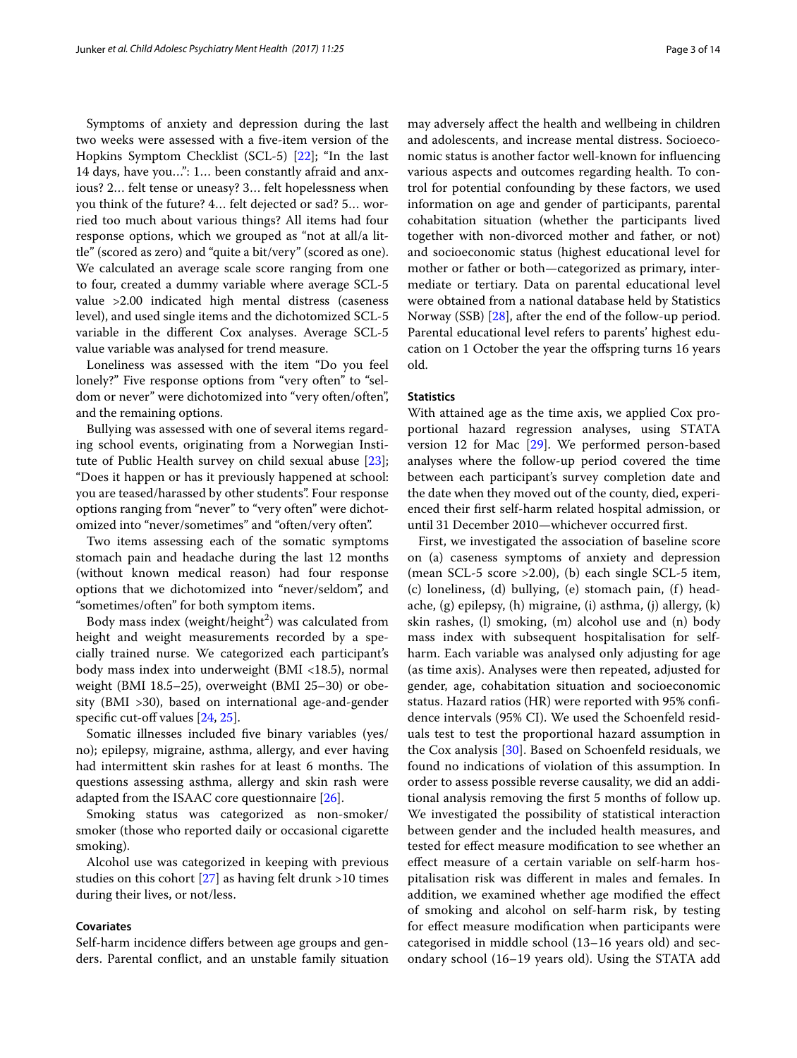Symptoms of anxiety and depression during the last two weeks were assessed with a five-item version of the Hopkins Symptom Checklist (SCL-5) [22]; "In the last 14 days, have you…": 1… been constantly afraid and anxious? 2… felt tense or uneasy? 3… felt hopelessness when you think of the future? 4… felt dejected or sad? 5… worried too much about various things? All items had four response options, which we grouped as "not at all/a little" (scored as zero) and "quite a bit/very" (scored as one). We calculated an average scale score ranging from one to four, created a dummy variable where average SCL-5 value >2.00 indicated high mental distress (caseness level), and used single items and the dichotomized SCL-5 variable in the different Cox analyses. Average SCL-5 value variable was analysed for trend measure.

Loneliness was assessed with the item "Do you feel lonely?" Five response options from "very often" to "seldom or never" were dichotomized into "very often/often", and the remaining options.

Bullying was assessed with one of several items regarding school events, originating from a Norwegian Institute of Public Health survey on child sexual abuse [23]; "Does it happen or has it previously happened at school: you are teased/harassed by other students". Four response options ranging from "never" to "very often" were dichotomized into "never/sometimes" and "often/very often".

Two items assessing each of the somatic symptoms stomach pain and headache during the last 12 months (without known medical reason) had four response options that we dichotomized into "never/seldom", and "sometimes/often" for both symptom items.

Body mass index (weight/height$^2$) was calculated from height and weight measurements recorded by a specially trained nurse. We categorized each participant's body mass index into underweight (BMI <18.5), normal weight (BMI 18.5–25), overweight (BMI 25–30) or obesity (BMI >30), based on international age-and-gender specific cut-off values [24, 25].

Somatic illnesses included five binary variables (yes/no); epilepsy, migraine, asthma, allergy, and ever having had intermittent skin rashes for at least 6 months. The questions assessing asthma, allergy and skin rash were adapted from the ISAAC core questionnaire [26].

Smoking status was categorized as non-smoker/smoker (those who reported daily or occasional cigarette smoking).

Alcohol use was categorized in keeping with previous studies on this cohort [27] as having felt drunk >10 times during their lives, or not/less.

### Covariates

Self-harm incidence differs between age groups and genders. Parental conflict, and an unstable family situation may adversely affect the health and wellbeing in children and adolescents, and increase mental distress. Socioeconomic status is another factor well-known for influencing various aspects and outcomes regarding health. To control for potential confounding by these factors, we used information on age and gender of participants, parental cohabitation situation (whether the participants lived together with non-divorced mother and father, or not) and socioeconomic status (highest educational level for mother or father or both—categorized as primary, intermediate or tertiary. Data on parental educational level were obtained from a national database held by Statistics Norway (SSB) [28], after the end of the follow-up period. Parental educational level refers to parents' highest education on 1 October the year the offspring turns 16 years old.

### Statistics

With attained age as the time axis, we applied Cox proportional hazard regression analyses, using STATA version 12 for Mac [29]. We performed person-based analyses where the follow-up period covered the time between each participant's survey completion date and the date when they moved out of the county, died, experienced their first self-harm related hospital admission, or until 31 December 2010—whichever occurred first.

First, we investigated the association of baseline score on (a) caseness symptoms of anxiety and depression (mean SCL-5 score >2.00), (b) each single SCL-5 item, (c) loneliness, (d) bullying, (e) stomach pain, (f) headache, (g) epilepsy, (h) migraine, (i) asthma, (j) allergy, (k) skin rashes, (l) smoking, (m) alcohol use and (n) body mass index with subsequent hospitalisation for self-harm. Each variable was analysed only adjusting for age (as time axis). Analyses were then repeated, adjusted for gender, age, cohabitation situation and socioeconomic status. Hazard ratios (HR) were reported with 95% confidence intervals (95% CI). We used the Schoenfeld residuals test to test the proportional hazard assumption in the Cox analysis [30]. Based on Schoenfeld residuals, we found no indications of violation of this assumption. In order to assess possible reverse causality, we did an additional analysis removing the first 5 months of follow up. We investigated the possibility of statistical interaction between gender and the included health measures, and tested for effect measure modification to see whether an effect measure of a certain variable on self-harm hospitalisation risk was different in males and females. In addition, we examined whether age modified the effect of smoking and alcohol on self-harm risk, by testing for effect measure modification when participants were categorised in middle school (13–16 years old) and secondary school (16–19 years old). Using the STATA add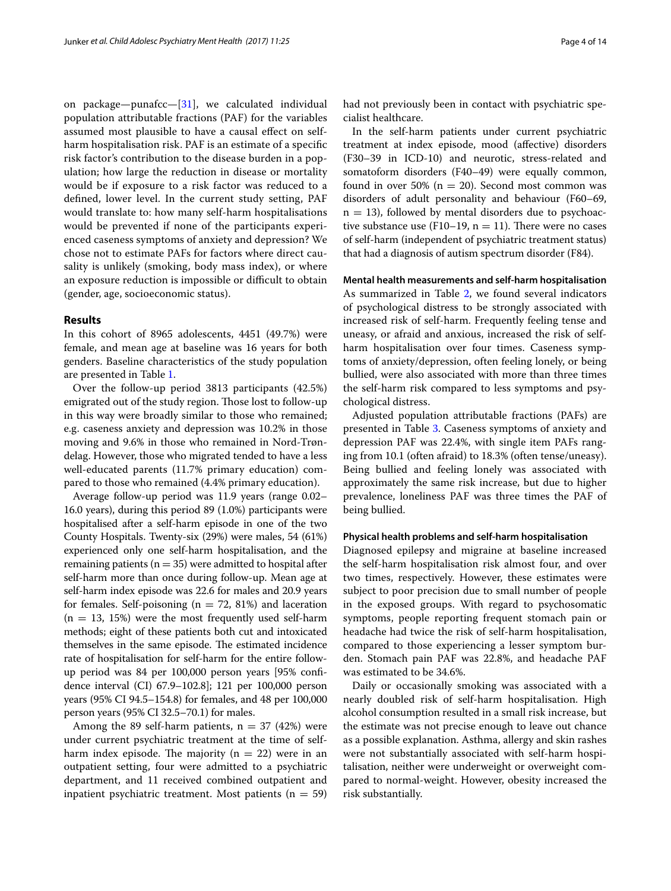on package—punafcc—[31], we calculated individual population attributable fractions (PAF) for the variables assumed most plausible to have a causal effect on self-harm hospitalisation risk. PAF is an estimate of a specific risk factor's contribution to the disease burden in a population; how large the reduction in disease or mortality would be if exposure to a risk factor was reduced to a defined, lower level. In the current study setting, PAF would translate to: how many self-harm hospitalisations would be prevented if none of the participants experienced caseness symptoms of anxiety and depression? We chose not to estimate PAFs for factors where direct causality is unlikely (smoking, body mass index), or where an exposure reduction is impossible or difficult to obtain (gender, age, socioeconomic status).

## Results

In this cohort of 8965 adolescents, 4451 (49.7%) were female, and mean age at baseline was 16 years for both genders. Baseline characteristics of the study population are presented in Table 1.

Over the follow-up period 3813 participants (42.5%) emigrated out of the study region. Those lost to follow-up in this way were broadly similar to those who remained; e.g. caseness anxiety and depression was 10.2% in those moving and 9.6% in those who remained in Nord-Trøndelag. However, those who migrated tended to have a less well-educated parents (11.7% primary education) compared to those who remained (4.4% primary education).

Average follow-up period was 11.9 years (range 0.02–16.0 years), during this period 89 (1.0%) participants were hospitalised after a self-harm episode in one of the two County Hospitals. Twenty-six (29%) were males, 54 (61%) experienced only one self-harm hospitalisation, and the remaining patients ($n = 35$) were admitted to hospital after self-harm more than once during follow-up. Mean age at self-harm index episode was 22.6 for males and 20.9 years for females. Self-poisoning ($n = 72$, 81%) and laceration ($n = 13$, 15%) were the most frequently used self-harm methods; eight of these patients both cut and intoxicated themselves in the same episode. The estimated incidence rate of hospitalisation for self-harm for the entire follow-up period was 84 per 100,000 person years [95% confidence interval (CI) 67.9–102.8]; 121 per 100,000 person years (95% CI 94.5–154.8) for females, and 48 per 100,000 person years (95% CI 32.5–70.1) for males.

Among the 89 self-harm patients, $n = 37$ (42%) were under current psychiatric treatment at the time of self-harm index episode. The majority ($n = 22$) were in an outpatient setting, four were admitted to a psychiatric department, and 11 received combined outpatient and inpatient psychiatric treatment. Most patients ($n = 59$) had not previously been in contact with psychiatric specialist healthcare.

In the self-harm patients under current psychiatric treatment at index episode, mood (affective) disorders (F30–39 in ICD-10) and neurotic, stress-related and somatoform disorders (F40–49) were equally common, found in over 50% ($n = 20$). Second most common was disorders of adult personality and behaviour (F60–69, $n = 13$), followed by mental disorders due to psychoactive substance use (F10–19, $n = 11$). There were no cases of self-harm (independent of psychiatric treatment status) that had a diagnosis of autism spectrum disorder (F84).

### Mental health measurements and self-harm hospitalisation

As summarized in Table 2, we found several indicators of psychological distress to be strongly associated with increased risk of self-harm. Frequently feeling tense and uneasy, or afraid and anxious, increased the risk of self-harm hospitalisation over four times. Caseness symptoms of anxiety/depression, often feeling lonely, or being bullied, were also associated with more than three times the self-harm risk compared to less symptoms and psychological distress.

Adjusted population attributable fractions (PAFs) are presented in Table 3. Caseness symptoms of anxiety and depression PAF was 22.4%, with single item PAFs ranging from 10.1 (often afraid) to 18.3% (often tense/uneasy). Being bullied and feeling lonely was associated with approximately the same risk increase, but due to higher prevalence, loneliness PAF was three times the PAF of being bullied.

### Physical health problems and self-harm hospitalisation

Diagnosed epilepsy and migraine at baseline increased the self-harm hospitalisation risk almost four, and over two times, respectively. However, these estimates were subject to poor precision due to small number of people in the exposed groups. With regard to psychosomatic symptoms, people reporting frequent stomach pain or headache had twice the risk of self-harm hospitalisation, compared to those experiencing a lesser symptom burden. Stomach pain PAF was 22.8%, and headache PAF was estimated to be 34.6%.

Daily or occasionally smoking was associated with a nearly doubled risk of self-harm hospitalisation. High alcohol consumption resulted in a small risk increase, but the estimate was not precise enough to leave out chance as a possible explanation. Asthma, allergy and skin rashes were not substantially associated with self-harm hospitalisation, neither were underweight or overweight compared to normal-weight. However, obesity increased the risk substantially.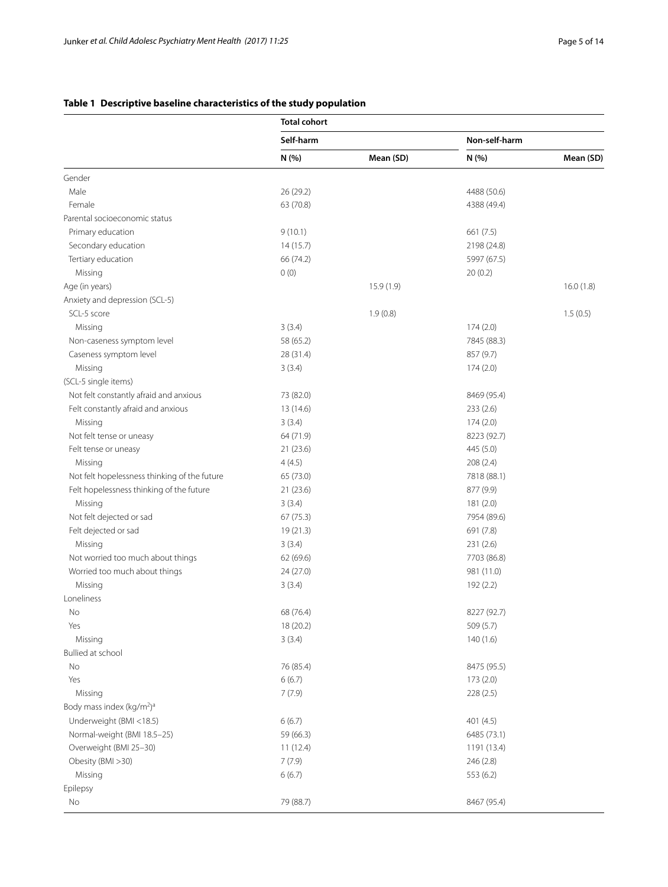**Table 1 Descriptive baseline characteristics of the study population**

| | Total cohort | | | |
|---|---|---|---|---|
| | Self-harm | | Non-self-harm | |
| | N (%) | Mean (SD) | N (%) | Mean (SD) |
| Gender | | | | |
| Male | 26 (29.2) | | 4488 (50.6) | |
| Female | 63 (70.8) | | 4388 (49.4) | |
| Parental socioeconomic status | | | | |
| Primary education | 9 (10.1) | | 661 (7.5) | |
| Secondary education | 14 (15.7) | | 2198 (24.8) | |
| Tertiary education | 66 (74.2) | | 5997 (67.5) | |
| Missing | 0 (0) | | 20 (0.2) | |
| Age (in years) | | 15.9 (1.9) | | 16.0 (1.8) |
| Anxiety and depression (SCL-5) | | | | |
| SCL-5 score | | 1.9 (0.8) | | 1.5 (0.5) |
| Missing | 3 (3.4) | | 174 (2.0) | |
| Non-caseness symptom level | 58 (65.2) | | 7845 (88.3) | |
| Caseness symptom level | 28 (31.4) | | 857 (9.7) | |
| Missing | 3 (3.4) | | 174 (2.0) | |
| (SCL-5 single items) | | | | |
| Not felt constantly afraid and anxious | 73 (82.0) | | 8469 (95.4) | |
| Felt constantly afraid and anxious | 13 (14.6) | | 233 (2.6) | |
| Missing | 3 (3.4) | | 174 (2.0) | |
| Not felt tense or uneasy | 64 (71.9) | | 8223 (92.7) | |
| Felt tense or uneasy | 21 (23.6) | | 445 (5.0) | |
| Missing | 4 (4.5) | | 208 (2.4) | |
| Not felt hopelessness thinking of the future | 65 (73.0) | | 7818 (88.1) | |
| Felt hopelessness thinking of the future | 21 (23.6) | | 877 (9.9) | |
| Missing | 3 (3.4) | | 181 (2.0) | |
| Not felt dejected or sad | 67 (75.3) | | 7954 (89.6) | |
| Felt dejected or sad | 19 (21.3) | | 691 (7.8) | |
| Missing | 3 (3.4) | | 231 (2.6) | |
| Not worried too much about things | 62 (69.6) | | 7703 (86.8) | |
| Worried too much about things | 24 (27.0) | | 981 (11.0) | |
| Missing | 3 (3.4) | | 192 (2.2) | |
| Loneliness | | | | |
| No | 68 (76.4) | | 8227 (92.7) | |
| Yes | 18 (20.2) | | 509 (5.7) | |
| Missing | 3 (3.4) | | 140 (1.6) | |
| Bullied at school | | | | |
| No | 76 (85.4) | | 8475 (95.5) | |
| Yes | 6 (6.7) | | 173 (2.0) | |
| Missing | 7 (7.9) | | 228 (2.5) | |
| Body mass index (kg/m$^2$)[a] | | | | |
| Underweight (BMI <18.5) | 6 (6.7) | | 401 (4.5) | |
| Normal-weight (BMI 18.5–25) | 59 (66.3) | | 6485 (73.1) | |
| Overweight (BMI 25–30) | 11 (12.4) | | 1191 (13.4) | |
| Obesity (BMI >30) | 7 (7.9) | | 246 (2.8) | |
| Missing | 6 (6.7) | | 553 (6.2) | |
| Epilepsy | | | | |
| No | 79 (88.7) | | 8467 (95.4) | |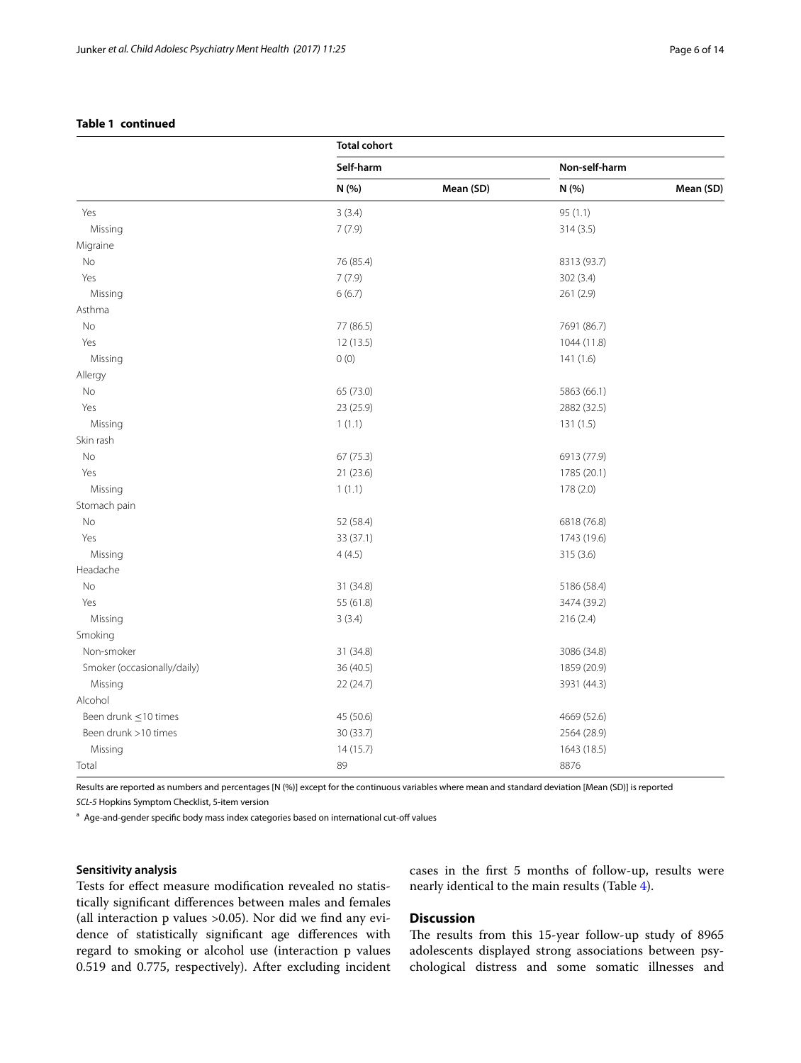**Table 1 continued**

| | Total cohort | | | |
|---|---|---|---|---|
| | Self-harm | | Non-self-harm | |
| | N (%) | Mean (SD) | N (%) | Mean (SD) |
| Yes | 3 (3.4) | | 95 (1.1) | |
| Missing | 7 (7.9) | | 314 (3.5) | |
| Migraine | | | | |
| No | 76 (85.4) | | 8313 (93.7) | |
| Yes | 7 (7.9) | | 302 (3.4) | |
| Missing | 6 (6.7) | | 261 (2.9) | |
| Asthma | | | | |
| No | 77 (86.5) | | 7691 (86.7) | |
| Yes | 12 (13.5) | | 1044 (11.8) | |
| Missing | 0 (0) | | 141 (1.6) | |
| Allergy | | | | |
| No | 65 (73.0) | | 5863 (66.1) | |
| Yes | 23 (25.9) | | 2882 (32.5) | |
| Missing | 1 (1.1) | | 131 (1.5) | |
| Skin rash | | | | |
| No | 67 (75.3) | | 6913 (77.9) | |
| Yes | 21 (23.6) | | 1785 (20.1) | |
| Missing | 1 (1.1) | | 178 (2.0) | |
| Stomach pain | | | | |
| No | 52 (58.4) | | 6818 (76.8) | |
| Yes | 33 (37.1) | | 1743 (19.6) | |
| Missing | 4 (4.5) | | 315 (3.6) | |
| Headache | | | | |
| No | 31 (34.8) | | 5186 (58.4) | |
| Yes | 55 (61.8) | | 3474 (39.2) | |
| Missing | 3 (3.4) | | 216 (2.4) | |
| Smoking | | | | |
| Non-smoker | 31 (34.8) | | 3086 (34.8) | |
| Smoker (occasionally/daily) | 36 (40.5) | | 1859 (20.9) | |
| Missing | 22 (24.7) | | 3931 (44.3) | |
| Alcohol | | | | |
| Been drunk ≤10 times | 45 (50.6) | | 4669 (52.6) | |
| Been drunk >10 times | 30 (33.7) | | 2564 (28.9) | |
| Missing | 14 (15.7) | | 1643 (18.5) | |
| Total | 89 | | 8876 | |

Results are reported as numbers and percentages [N (%)] except for the continuous variables where mean and standard deviation [Mean (SD)] is reported

*SCL-5* Hopkins Symptom Checklist, 5-item version

[a] Age-and-gender specific body mass index categories based on international cut-off values

### Sensitivity analysis

Tests for effect measure modification revealed no statistically significant differences between males and females (all interaction p values >0.05). Nor did we find any evidence of statistically significant age differences with regard to smoking or alcohol use (interaction p values 0.519 and 0.775, respectively). After excluding incident cases in the first 5 months of follow-up, results were nearly identical to the main results (Table 4).

## Discussion

The results from this 15-year follow-up study of 8965 adolescents displayed strong associations between psychological distress and some somatic illnesses and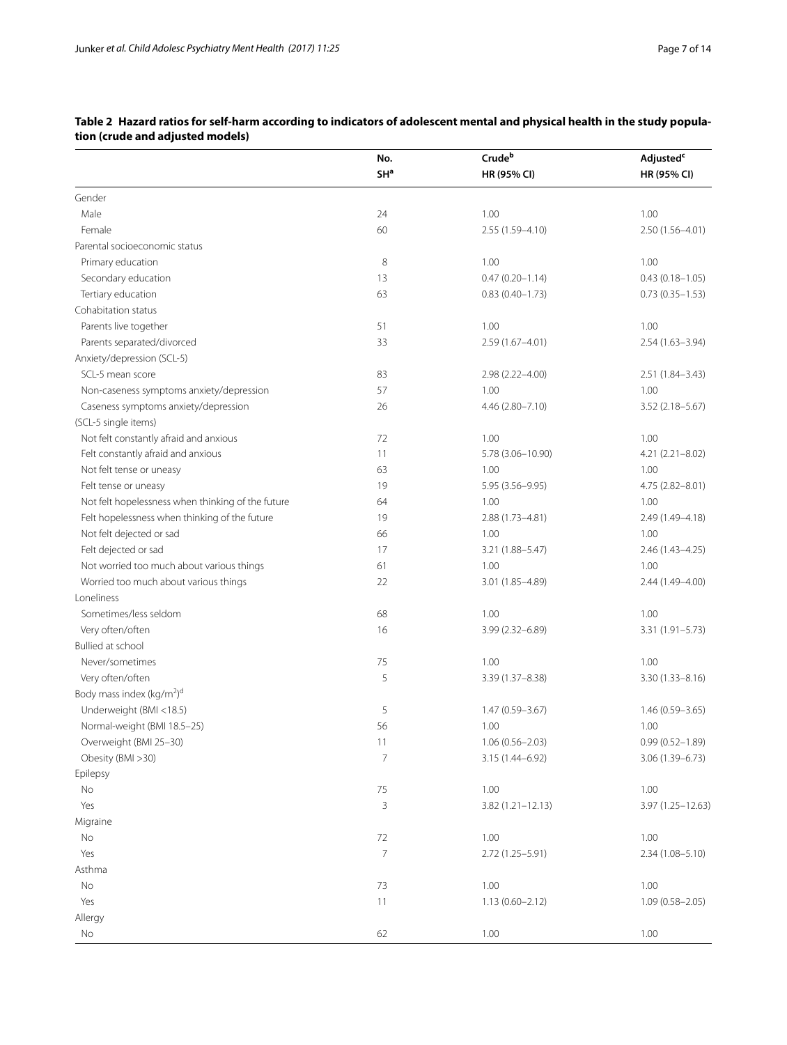**Table 2 Hazard ratios for self-harm according to indicators of adolescent mental and physical health in the study population (crude and adjusted models)**

| | No. SH[a] | Crude[b] HR (95% CI) | Adjusted[c] HR (95% CI) |
|---|---|---|---|
| Gender | | | |
| Male | 24 | 1.00 | 1.00 |
| Female | 60 | 2.55 (1.59–4.10) | 2.50 (1.56–4.01) |
| Parental socioeconomic status | | | |
| Primary education | 8 | 1.00 | 1.00 |
| Secondary education | 13 | 0.47 (0.20–1.14) | 0.43 (0.18–1.05) |
| Tertiary education | 63 | 0.83 (0.40–1.73) | 0.73 (0.35–1.53) |
| Cohabitation status | | | |
| Parents live together | 51 | 1.00 | 1.00 |
| Parents separated/divorced | 33 | 2.59 (1.67–4.01) | 2.54 (1.63–3.94) |
| Anxiety/depression (SCL-5) | | | |
| SCL-5 mean score | 83 | 2.98 (2.22–4.00) | 2.51 (1.84–3.43) |
| Non-caseness symptoms anxiety/depression | 57 | 1.00 | 1.00 |
| Caseness symptoms anxiety/depression | 26 | 4.46 (2.80–7.10) | 3.52 (2.18–5.67) |
| (SCL-5 single items) | | | |
| Not felt constantly afraid and anxious | 72 | 1.00 | 1.00 |
| Felt constantly afraid and anxious | 11 | 5.78 (3.06–10.90) | 4.21 (2.21–8.02) |
| Not felt tense or uneasy | 63 | 1.00 | 1.00 |
| Felt tense or uneasy | 19 | 5.95 (3.56–9.95) | 4.75 (2.82–8.01) |
| Not felt hopelessness when thinking of the future | 64 | 1.00 | 1.00 |
| Felt hopelessness when thinking of the future | 19 | 2.88 (1.73–4.81) | 2.49 (1.49–4.18) |
| Not felt dejected or sad | 66 | 1.00 | 1.00 |
| Felt dejected or sad | 17 | 3.21 (1.88–5.47) | 2.46 (1.43–4.25) |
| Not worried too much about various things | 61 | 1.00 | 1.00 |
| Worried too much about various things | 22 | 3.01 (1.85–4.89) | 2.44 (1.49–4.00) |
| Loneliness | | | |
| Sometimes/less seldom | 68 | 1.00 | 1.00 |
| Very often/often | 16 | 3.99 (2.32–6.89) | 3.31 (1.91–5.73) |
| Bullied at school | | | |
| Never/sometimes | 75 | 1.00 | 1.00 |
| Very often/often | 5 | 3.39 (1.37–8.38) | 3.30 (1.33–8.16) |
| Body mass index ($kg/m^2$)[d] | | | |
| Underweight (BMI <18.5) | 5 | 1.47 (0.59–3.67) | 1.46 (0.59–3.65) |
| Normal-weight (BMI 18.5–25) | 56 | 1.00 | 1.00 |
| Overweight (BMI 25–30) | 11 | 1.06 (0.56–2.03) | 0.99 (0.52–1.89) |
| Obesity (BMI >30) | 7 | 3.15 (1.44–6.92) | 3.06 (1.39–6.73) |
| Epilepsy | | | |
| No | 75 | 1.00 | 1.00 |
| Yes | 3 | 3.82 (1.21–12.13) | 3.97 (1.25–12.63) |
| Migraine | | | |
| No | 72 | 1.00 | 1.00 |
| Yes | 7 | 2.72 (1.25–5.91) | 2.34 (1.08–5.10) |
| Asthma | | | |
| No | 73 | 1.00 | 1.00 |
| Yes | 11 | 1.13 (0.60–2.12) | 1.09 (0.58–2.05) |
| Allergy | | | |
| No | 62 | 1.00 | 1.00 |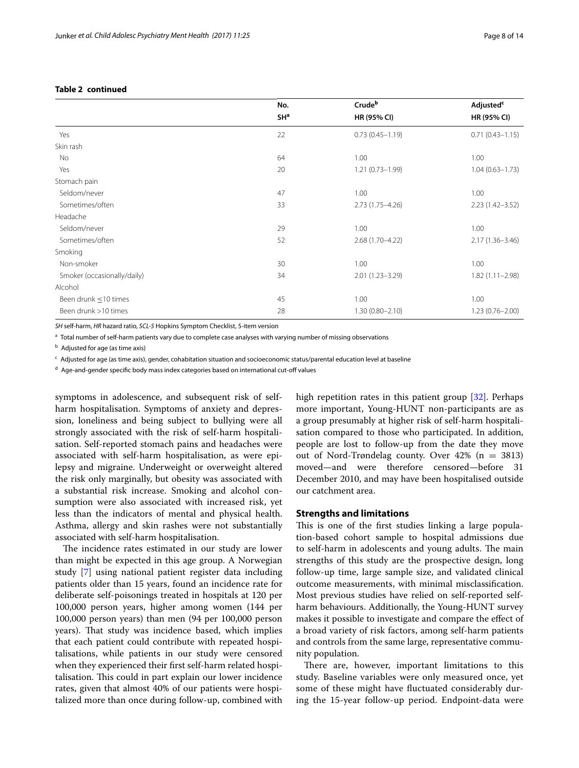**Table 2 continued**

| | No. SH[a] | Crude[b] HR (95% CI) | Adjusted[c] HR (95% CI) |
|---|---|---|---|
| Yes | 22 | 0.73 (0.45–1.19) | 0.71 (0.43–1.15) |
| Skin rash | | | |
| No | 64 | 1.00 | 1.00 |
| Yes | 20 | 1.21 (0.73–1.99) | 1.04 (0.63–1.73) |
| Stomach pain | | | |
| Seldom/never | 47 | 1.00 | 1.00 |
| Sometimes/often | 33 | 2.73 (1.75–4.26) | 2.23 (1.42–3.52) |
| Headache | | | |
| Seldom/never | 29 | 1.00 | 1.00 |
| Sometimes/often | 52 | 2.68 (1.70–4.22) | 2.17 (1.36–3.46) |
| Smoking | | | |
| Non-smoker | 30 | 1.00 | 1.00 |
| Smoker (occasionally/daily) | 34 | 2.01 (1.23–3.29) | 1.82 (1.11–2.98) |
| Alcohol | | | |
| Been drunk ≤10 times | 45 | 1.00 | 1.00 |
| Been drunk >10 times | 28 | 1.30 (0.80–2.10) | 1.23 (0.76–2.00) |

*SH* self-harm, *HR* hazard ratio, *SCL-5* Hopkins Symptom Checklist, 5-item version

[a] Total number of self-harm patients vary due to complete case analyses with varying number of missing observations

[b] Adjusted for age (as time axis)

[c] Adjusted for age (as time axis), gender, cohabitation situation and socioeconomic status/parental education level at baseline

[d] Age-and-gender specific body mass index categories based on international cut-off values

symptoms in adolescence, and subsequent risk of self-harm hospitalisation. Symptoms of anxiety and depression, loneliness and being subject to bullying were all strongly associated with the risk of self-harm hospitalisation. Self-reported stomach pains and headaches were associated with self-harm hospitalisation, as were epilepsy and migraine. Underweight or overweight altered the risk only marginally, but obesity was associated with a substantial risk increase. Smoking and alcohol consumption were also associated with increased risk, yet less than the indicators of mental and physical health. Asthma, allergy and skin rashes were not substantially associated with self-harm hospitalisation.

The incidence rates estimated in our study are lower than might be expected in this age group. A Norwegian study [7] using national patient register data including patients older than 15 years, found an incidence rate for deliberate self-poisonings treated in hospitals at 120 per 100,000 person years, higher among women (144 per 100,000 person years) than men (94 per 100,000 person years). That study was incidence based, which implies that each patient could contribute with repeated hospitalisations, while patients in our study were censored when they experienced their first self-harm related hospitalisation. This could in part explain our lower incidence rates, given that almost 40% of our patients were hospitalized more than once during follow-up, combined with high repetition rates in this patient group [32]. Perhaps more important, Young-HUNT non-participants are as a group presumably at higher risk of self-harm hospitalisation compared to those who participated. In addition, people are lost to follow-up from the date they move out of Nord-Trøndelag county. Over 42% (n = 3813) moved—and were therefore censored—before 31 December 2010, and may have been hospitalised outside our catchment area.

## Strengths and limitations

This is one of the first studies linking a large population-based cohort sample to hospital admissions due to self-harm in adolescents and young adults. The main strengths of this study are the prospective design, long follow-up time, large sample size, and validated clinical outcome measurements, with minimal misclassification. Most previous studies have relied on self-reported self-harm behaviours. Additionally, the Young-HUNT survey makes it possible to investigate and compare the effect of a broad variety of risk factors, among self-harm patients and controls from the same large, representative community population.

There are, however, important limitations to this study. Baseline variables were only measured once, yet some of these might have fluctuated considerably during the 15-year follow-up period. Endpoint-data were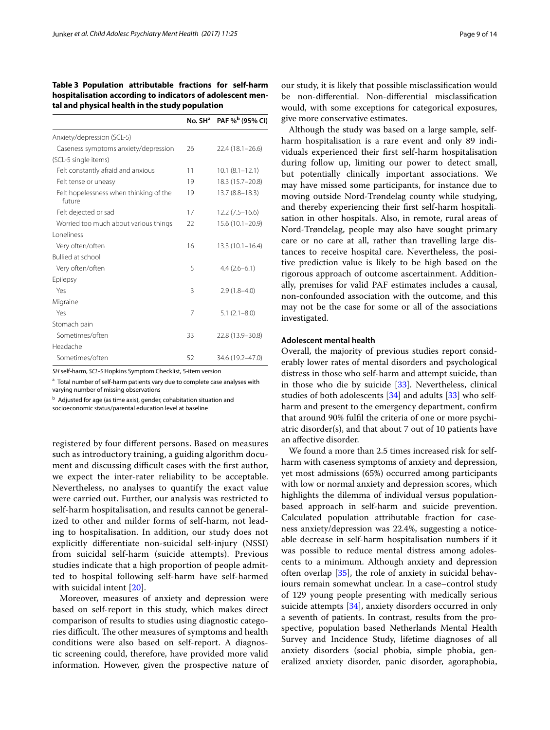**Table 3 Population attributable fractions for self-harm hospitalisation according to indicators of adolescent mental and physical health in the study population**

| | No. SH[a] | PAF %[b] (95% CI) |
|---|---|---|
| Anxiety/depression (SCL-5) | | |
| Caseness symptoms anxiety/depression | 26 | 22.4 (18.1–26.6) |
| (SCL-5 single items) | | |
| Felt constantly afraid and anxious | 11 | 10.1 (8.1–12.1) |
| Felt tense or uneasy | 19 | 18.3 (15.7–20.8) |
| Felt hopelessness when thinking of the future | 19 | 13.7 (8.8–18.3) |
| Felt dejected or sad | 17 | 12.2 (7.5–16.6) |
| Worried too much about various things | 22 | 15.6 (10.1–20.9) |
| Loneliness | | |
| Very often/often | 16 | 13.3 (10.1–16.4) |
| Bullied at school | | |
| Very often/often | 5 | 4.4 (2.6–6.1) |
| Epilepsy | | |
| Yes | 3 | 2.9 (1.8–4.0) |
| Migraine | | |
| Yes | 7 | 5.1 (2.1–8.0) |
| Stomach pain | | |
| Sometimes/often | 33 | 22.8 (13.9–30.8) |
| Headache | | |
| Sometimes/often | 52 | 34.6 (19.2–47.0) |

*SH* self-harm, *SCL-5* Hopkins Symptom Checklist, 5-item version

[a] Total number of self-harm patients vary due to complete case analyses with varying number of missing observations

[b] Adjusted for age (as time axis), gender, cohabitation situation and socioeconomic status/parental education level at baseline

registered by four different persons. Based on measures such as introductory training, a guiding algorithm document and discussing difficult cases with the first author, we expect the inter-rater reliability to be acceptable. Nevertheless, no analyses to quantify the exact value were carried out. Further, our analysis was restricted to self-harm hospitalisation, and results cannot be generalized to other and milder forms of self-harm, not leading to hospitalisation. In addition, our study does not explicitly differentiate non-suicidal self-injury (NSSI) from suicidal self-harm (suicide attempts). Previous studies indicate that a high proportion of people admitted to hospital following self-harm have self-harmed with suicidal intent [20].

Moreover, measures of anxiety and depression were based on self-report in this study, which makes direct comparison of results to studies using diagnostic categories difficult. The other measures of symptoms and health conditions were also based on self-report. A diagnostic screening could, therefore, have provided more valid information. However, given the prospective nature of our study, it is likely that possible misclassification would be non-differential. Non-differential misclassification would, with some exceptions for categorical exposures, give more conservative estimates.

Although the study was based on a large sample, self-harm hospitalisation is a rare event and only 89 individuals experienced their first self-harm hospitalisation during follow up, limiting our power to detect small, but potentially clinically important associations. We may have missed some participants, for instance due to moving outside Nord-Trøndelag county while studying, and thereby experiencing their first self-harm hospitalisation in other hospitals. Also, in remote, rural areas of Nord-Trøndelag, people may also have sought primary care or no care at all, rather than travelling large distances to receive hospital care. Nevertheless, the positive prediction value is likely to be high based on the rigorous approach of outcome ascertainment. Additionally, premises for valid PAF estimates includes a causal, non-confounded association with the outcome, and this may not be the case for some or all of the associations investigated.

### Adolescent mental health

Overall, the majority of previous studies report considerably lower rates of mental disorders and psychological distress in those who self-harm and attempt suicide, than in those who die by suicide [33]. Nevertheless, clinical studies of both adolescents [34] and adults [33] who self-harm and present to the emergency department, confirm that around 90% fulfil the criteria of one or more psychiatric disorder(s), and that about 7 out of 10 patients have an affective disorder.

We found a more than 2.5 times increased risk for self-harm with caseness symptoms of anxiety and depression, yet most admissions (65%) occurred among participants with low or normal anxiety and depression scores, which highlights the dilemma of individual versus population-based approach in self-harm and suicide prevention. Calculated population attributable fraction for caseness anxiety/depression was 22.4%, suggesting a noticeable decrease in self-harm hospitalisation numbers if it was possible to reduce mental distress among adolescents to a minimum. Although anxiety and depression often overlap [35], the role of anxiety in suicidal behaviours remain somewhat unclear. In a case–control study of 129 young people presenting with medically serious suicide attempts [34], anxiety disorders occurred in only a seventh of patients. In contrast, results from the prospective, population based Netherlands Mental Health Survey and Incidence Study, lifetime diagnoses of all anxiety disorders (social phobia, simple phobia, generalized anxiety disorder, panic disorder, agoraphobia,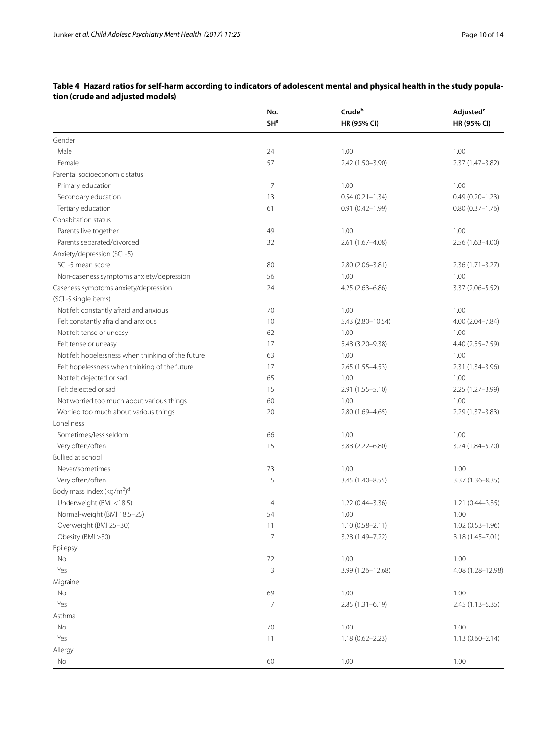**Table 4 Hazard ratios for self-harm according to indicators of adolescent mental and physical health in the study population (crude and adjusted models)**

| | No. SH[a] | Crude[b] HR (95% CI) | Adjusted[c] HR (95% CI) |
|---|---|---|---|
| Gender | | | |
| Male | 24 | 1.00 | 1.00 |
| Female | 57 | 2.42 (1.50–3.90) | 2.37 (1.47–3.82) |
| Parental socioeconomic status | | | |
| Primary education | 7 | 1.00 | 1.00 |
| Secondary education | 13 | 0.54 (0.21–1.34) | 0.49 (0.20–1.23) |
| Tertiary education | 61 | 0.91 (0.42–1.99) | 0.80 (0.37–1.76) |
| Cohabitation status | | | |
| Parents live together | 49 | 1.00 | 1.00 |
| Parents separated/divorced | 32 | 2.61 (1.67–4.08) | 2.56 (1.63–4.00) |
| Anxiety/depression (SCL-5) | | | |
| SCL-5 mean score | 80 | 2.80 (2.06–3.81) | 2.36 (1.71–3.27) |
| Non-caseness symptoms anxiety/depression | 56 | 1.00 | 1.00 |
| Caseness symptoms anxiety/depression | 24 | 4.25 (2.63–6.86) | 3.37 (2.06–5.52) |
| (SCL-5 single items) | | | |
| Not felt constantly afraid and anxious | 70 | 1.00 | 1.00 |
| Felt constantly afraid and anxious | 10 | 5.43 (2.80–10.54) | 4.00 (2.04–7.84) |
| Not felt tense or uneasy | 62 | 1.00 | 1.00 |
| Felt tense or uneasy | 17 | 5.48 (3.20–9.38) | 4.40 (2.55–7.59) |
| Not felt hopelessness when thinking of the future | 63 | 1.00 | 1.00 |
| Felt hopelessness when thinking of the future | 17 | 2.65 (1.55–4.53) | 2.31 (1.34–3.96) |
| Not felt dejected or sad | 65 | 1.00 | 1.00 |
| Felt dejected or sad | 15 | 2.91 (1.55–5.10) | 2.25 (1.27–3.99) |
| Not worried too much about various things | 60 | 1.00 | 1.00 |
| Worried too much about various things | 20 | 2.80 (1.69–4.65) | 2.29 (1.37–3.83) |
| Loneliness | | | |
| Sometimes/less seldom | 66 | 1.00 | 1.00 |
| Very often/often | 15 | 3.88 (2.22–6.80) | 3.24 (1.84–5.70) |
| Bullied at school | | | |
| Never/sometimes | 73 | 1.00 | 1.00 |
| Very often/often | 5 | 3.45 (1.40–8.55) | 3.37 (1.36–8.35) |
| Body mass index (kg/m$^2$)[d] | | | |
| Underweight (BMI <18.5) | 4 | 1.22 (0.44–3.36) | 1.21 (0.44–3.35) |
| Normal-weight (BMI 18.5–25) | 54 | 1.00 | 1.00 |
| Overweight (BMI 25–30) | 11 | 1.10 (0.58–2.11) | 1.02 (0.53–1.96) |
| Obesity (BMI >30) | 7 | 3.28 (1.49–7.22) | 3.18 (1.45–7.01) |
| Epilepsy | | | |
| No | 72 | 1.00 | 1.00 |
| Yes | 3 | 3.99 (1.26–12.68) | 4.08 (1.28–12.98) |
| Migraine | | | |
| No | 69 | 1.00 | 1.00 |
| Yes | 7 | 2.85 (1.31–6.19) | 2.45 (1.13–5.35) |
| Asthma | | | |
| No | 70 | 1.00 | 1.00 |
| Yes | 11 | 1.18 (0.62–2.23) | 1.13 (0.60–2.14) |
| Allergy | | | |
| No | 60 | 1.00 | 1.00 |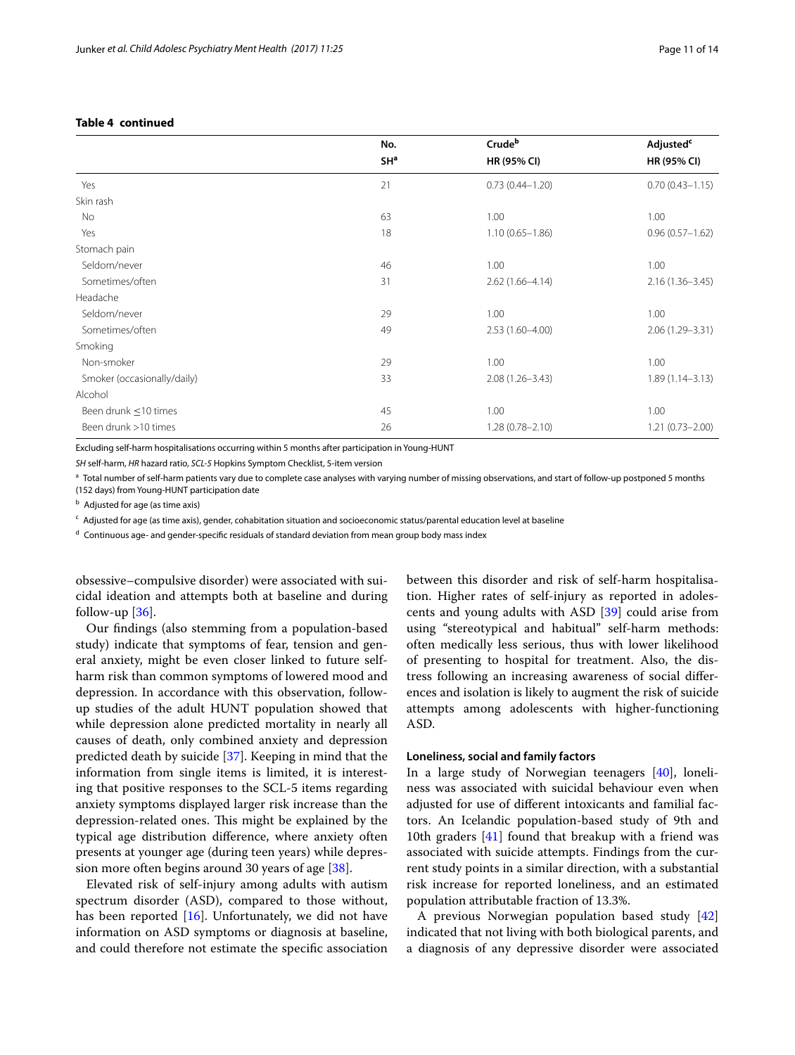**Table 4 continued**

| | No. SH[a] | Crude[b] HR (95% CI) | Adjusted[c] HR (95% CI) |
|---|---|---|---|
| Yes | 21 | 0.73 (0.44–1.20) | 0.70 (0.43–1.15) |
| Skin rash | | | |
| No | 63 | 1.00 | 1.00 |
| Yes | 18 | 1.10 (0.65–1.86) | 0.96 (0.57–1.62) |
| Stomach pain | | | |
| Seldom/never | 46 | 1.00 | 1.00 |
| Sometimes/often | 31 | 2.62 (1.66–4.14) | 2.16 (1.36–3.45) |
| Headache | | | |
| Seldom/never | 29 | 1.00 | 1.00 |
| Sometimes/often | 49 | 2.53 (1.60–4.00) | 2.06 (1.29–3.31) |
| Smoking | | | |
| Non-smoker | 29 | 1.00 | 1.00 |
| Smoker (occasionally/daily) | 33 | 2.08 (1.26–3.43) | 1.89 (1.14–3.13) |
| Alcohol | | | |
| Been drunk ≤10 times | 45 | 1.00 | 1.00 |
| Been drunk >10 times | 26 | 1.28 (0.78–2.10) | 1.21 (0.73–2.00) |

Excluding self-harm hospitalisations occurring within 5 months after participation in Young-HUNT

*SH* self-harm, *HR* hazard ratio, *SCL-5* Hopkins Symptom Checklist, 5-item version

[a] Total number of self-harm patients vary due to complete case analyses with varying number of missing observations, and start of follow-up postponed 5 months (152 days) from Young-HUNT participation date

[b] Adjusted for age (as time axis)

[c] Adjusted for age (as time axis), gender, cohabitation situation and socioeconomic status/parental education level at baseline

[d] Continuous age- and gender-specific residuals of standard deviation from mean group body mass index

obsessive–compulsive disorder) were associated with suicidal ideation and attempts both at baseline and during follow-up [36].

Our findings (also stemming from a population-based study) indicate that symptoms of fear, tension and general anxiety, might be even closer linked to future self-harm risk than common symptoms of lowered mood and depression. In accordance with this observation, follow-up studies of the adult HUNT population showed that while depression alone predicted mortality in nearly all causes of death, only combined anxiety and depression predicted death by suicide [37]. Keeping in mind that the information from single items is limited, it is interesting that positive responses to the SCL-5 items regarding anxiety symptoms displayed larger risk increase than the depression-related ones. This might be explained by the typical age distribution difference, where anxiety often presents at younger age (during teen years) while depression more often begins around 30 years of age [38].

Elevated risk of self-injury among adults with autism spectrum disorder (ASD), compared to those without, has been reported [16]. Unfortunately, we did not have information on ASD symptoms or diagnosis at baseline, and could therefore not estimate the specific association between this disorder and risk of self-harm hospitalisation. Higher rates of self-injury as reported in adolescents and young adults with ASD [39] could arise from using "stereotypical and habitual" self-harm methods: often medically less serious, thus with lower likelihood of presenting to hospital for treatment. Also, the distress following an increasing awareness of social differences and isolation is likely to augment the risk of suicide attempts among adolescents with higher-functioning ASD.

#### Loneliness, social and family factors

In a large study of Norwegian teenagers [40], loneliness was associated with suicidal behaviour even when adjusted for use of different intoxicants and familial factors. An Icelandic population-based study of 9th and 10th graders [41] found that breakup with a friend was associated with suicide attempts. Findings from the current study points in a similar direction, with a substantial risk increase for reported loneliness, and an estimated population attributable fraction of 13.3%.

A previous Norwegian population based study [42] indicated that not living with both biological parents, and a diagnosis of any depressive disorder were associated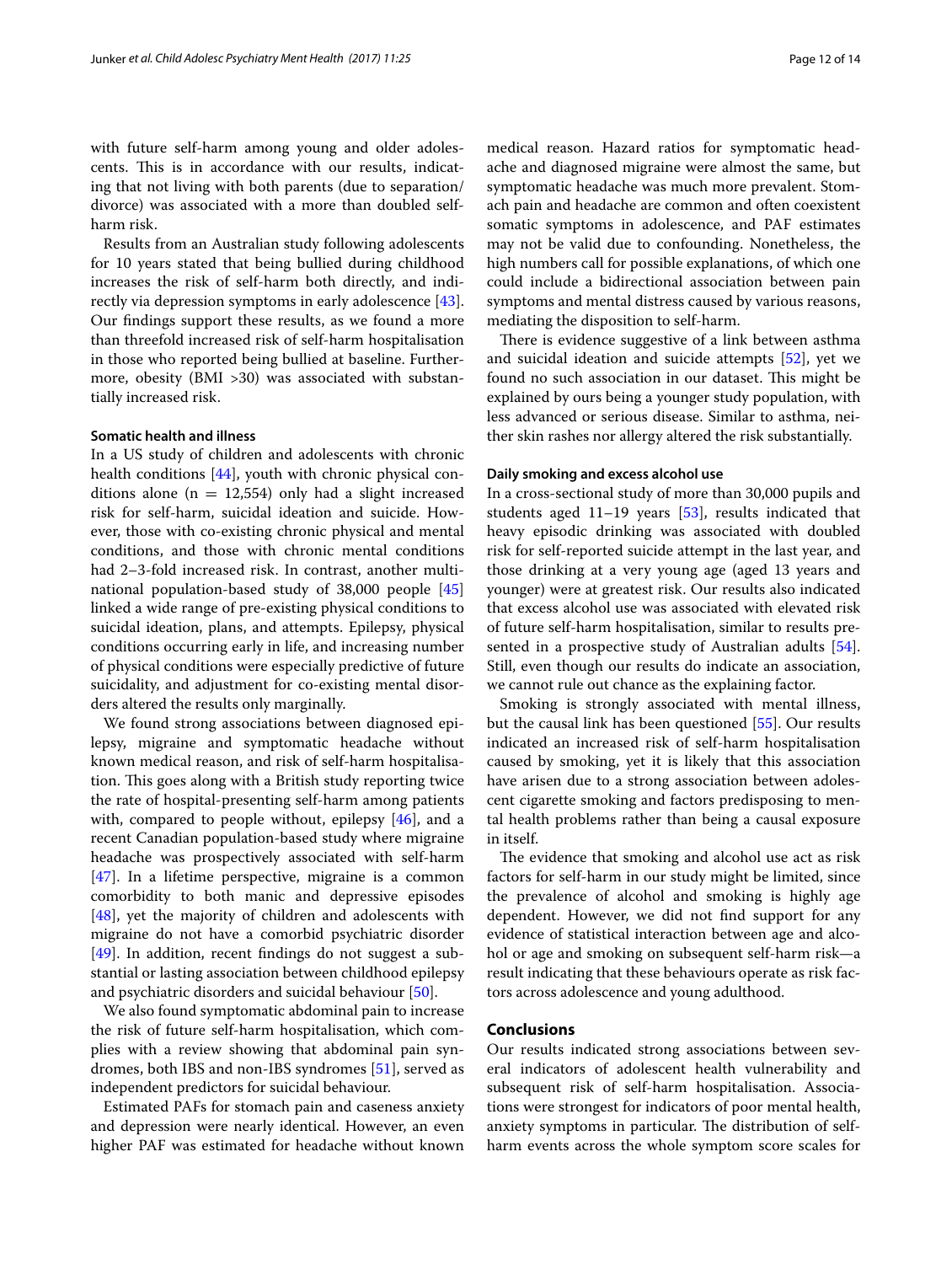with future self-harm among young and older adolescents. This is in accordance with our results, indicating that not living with both parents (due to separation/divorce) was associated with a more than doubled self-harm risk.

Results from an Australian study following adolescents for 10 years stated that being bullied during childhood increases the risk of self-harm both directly, and indirectly via depression symptoms in early adolescence [43]. Our findings support these results, as we found a more than threefold increased risk of self-harm hospitalisation in those who reported being bullied at baseline. Furthermore, obesity (BMI >30) was associated with substantially increased risk.

#### Somatic health and illness

In a US study of children and adolescents with chronic health conditions [44], youth with chronic physical conditions alone ($n = 12{,}554$) only had a slight increased risk for self-harm, suicidal ideation and suicide. However, those with co-existing chronic physical and mental conditions, and those with chronic mental conditions had 2–3-fold increased risk. In contrast, another multinational population-based study of 38,000 people [45] linked a wide range of pre-existing physical conditions to suicidal ideation, plans, and attempts. Epilepsy, physical conditions occurring early in life, and increasing number of physical conditions were especially predictive of future suicidality, and adjustment for co-existing mental disorders altered the results only marginally.

We found strong associations between diagnosed epilepsy, migraine and symptomatic headache without known medical reason, and risk of self-harm hospitalisation. This goes along with a British study reporting twice the rate of hospital-presenting self-harm among patients with, compared to people without, epilepsy [46], and a recent Canadian population-based study where migraine headache was prospectively associated with self-harm [47]. In a lifetime perspective, migraine is a common comorbidity to both manic and depressive episodes [48], yet the majority of children and adolescents with migraine do not have a comorbid psychiatric disorder [49]. In addition, recent findings do not suggest a substantial or lasting association between childhood epilepsy and psychiatric disorders and suicidal behaviour [50].

We also found symptomatic abdominal pain to increase the risk of future self-harm hospitalisation, which complies with a review showing that abdominal pain syndromes, both IBS and non-IBS syndromes [51], served as independent predictors for suicidal behaviour.

Estimated PAFs for stomach pain and caseness anxiety and depression were nearly identical. However, an even higher PAF was estimated for headache without known medical reason. Hazard ratios for symptomatic headache and diagnosed migraine were almost the same, but symptomatic headache was much more prevalent. Stomach pain and headache are common and often coexistent somatic symptoms in adolescence, and PAF estimates may not be valid due to confounding. Nonetheless, the high numbers call for possible explanations, of which one could include a bidirectional association between pain symptoms and mental distress caused by various reasons, mediating the disposition to self-harm.

There is evidence suggestive of a link between asthma and suicidal ideation and suicide attempts [52], yet we found no such association in our dataset. This might be explained by ours being a younger study population, with less advanced or serious disease. Similar to asthma, neither skin rashes nor allergy altered the risk substantially.

#### Daily smoking and excess alcohol use

In a cross-sectional study of more than 30,000 pupils and students aged 11–19 years [53], results indicated that heavy episodic drinking was associated with doubled risk for self-reported suicide attempt in the last year, and those drinking at a very young age (aged 13 years and younger) were at greatest risk. Our results also indicated that excess alcohol use was associated with elevated risk of future self-harm hospitalisation, similar to results presented in a prospective study of Australian adults [54]. Still, even though our results do indicate an association, we cannot rule out chance as the explaining factor.

Smoking is strongly associated with mental illness, but the causal link has been questioned [55]. Our results indicated an increased risk of self-harm hospitalisation caused by smoking, yet it is likely that this association have arisen due to a strong association between adolescent cigarette smoking and factors predisposing to mental health problems rather than being a causal exposure in itself.

The evidence that smoking and alcohol use act as risk factors for self-harm in our study might be limited, since the prevalence of alcohol and smoking is highly age dependent. However, we did not find support for any evidence of statistical interaction between age and alcohol or age and smoking on subsequent self-harm risk—a result indicating that these behaviours operate as risk factors across adolescence and young adulthood.

### Conclusions

Our results indicated strong associations between several indicators of adolescent health vulnerability and subsequent risk of self-harm hospitalisation. Associations were strongest for indicators of poor mental health, anxiety symptoms in particular. The distribution of self-harm events across the whole symptom score scales for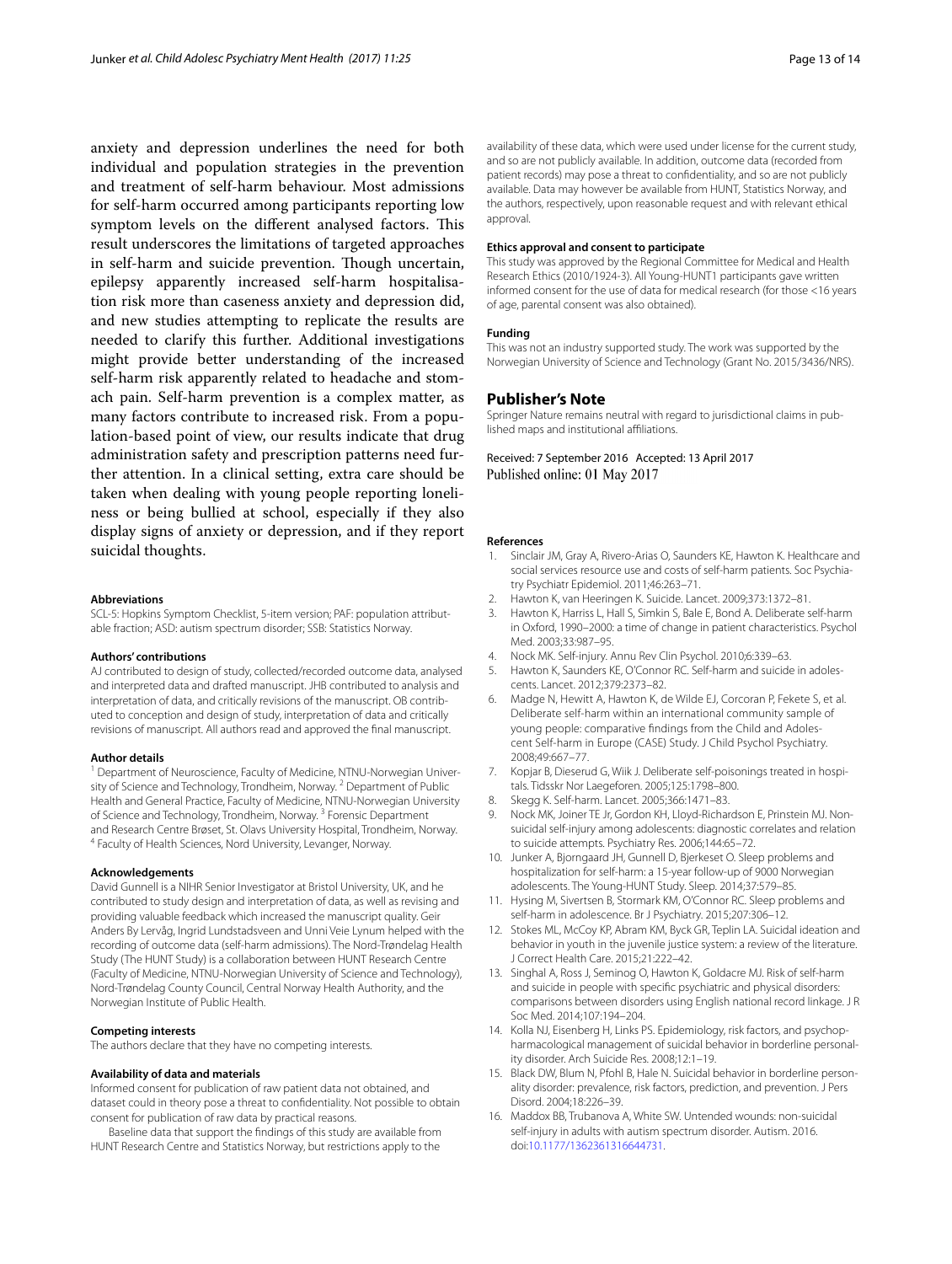anxiety and depression underlines the need for both individual and population strategies in the prevention and treatment of self-harm behaviour. Most admissions for self-harm occurred among participants reporting low symptom levels on the different analysed factors. This result underscores the limitations of targeted approaches in self-harm and suicide prevention. Though uncertain, epilepsy apparently increased self-harm hospitalisation risk more than caseness anxiety and depression did, and new studies attempting to replicate the results are needed to clarify this further. Additional investigations might provide better understanding of the increased self-harm risk apparently related to headache and stomach pain. Self-harm prevention is a complex matter, as many factors contribute to increased risk. From a population-based point of view, our results indicate that drug administration safety and prescription patterns need further attention. In a clinical setting, extra care should be taken when dealing with young people reporting loneliness or being bullied at school, especially if they also display signs of anxiety or depression, and if they report suicidal thoughts.

#### Abbreviations

SCL-5: Hopkins Symptom Checklist, 5-item version; PAF: population attributable fraction; ASD: autism spectrum disorder; SSB: Statistics Norway.

#### Authors' contributions

AJ contributed to design of study, collected/recorded outcome data, analysed and interpreted data and drafted manuscript. JHB contributed to analysis and interpretation of data, and critically revisions of the manuscript. OB contributed to conception and design of study, interpretation of data and critically revisions of manuscript. All authors read and approved the final manuscript.

#### Author details

[1] Department of Neuroscience, Faculty of Medicine, NTNU-Norwegian University of Science and Technology, Trondheim, Norway. [2] Department of Public Health and General Practice, Faculty of Medicine, NTNU-Norwegian University of Science and Technology, Trondheim, Norway. [3] Forensic Department and Research Centre Brøset, St. Olavs University Hospital, Trondheim, Norway. [4] Faculty of Health Sciences, Nord University, Levanger, Norway.

#### Acknowledgements

David Gunnell is a NIHR Senior Investigator at Bristol University, UK, and he contributed to study design and interpretation of data, as well as revising and providing valuable feedback which increased the manuscript quality. Geir Anders By Lervåg, Ingrid Lundstadsveen and Unni Veie Lynum helped with the recording of outcome data (self-harm admissions). The Nord-Trøndelag Health Study (The HUNT Study) is a collaboration between HUNT Research Centre (Faculty of Medicine, NTNU-Norwegian University of Science and Technology), Nord-Trøndelag County Council, Central Norway Health Authority, and the Norwegian Institute of Public Health.

#### Competing interests

The authors declare that they have no competing interests.

#### Availability of data and materials

Informed consent for publication of raw patient data not obtained, and dataset could in theory pose a threat to confidentiality. Not possible to obtain consent for publication of raw data by practical reasons.

Baseline data that support the findings of this study are available from HUNT Research Centre and Statistics Norway, but restrictions apply to the availability of these data, which were used under license for the current study, and so are not publicly available. In addition, outcome data (recorded from patient records) may pose a threat to confidentiality, and so are not publicly available. Data may however be available from HUNT, Statistics Norway, and the authors, respectively, upon reasonable request and with relevant ethical approval.

#### Ethics approval and consent to participate

This study was approved by the Regional Committee for Medical and Health Research Ethics (2010/1924-3). All Young-HUNT1 participants gave written informed consent for the use of data for medical research (for those <16 years of age, parental consent was also obtained).

#### Funding

This was not an industry supported study. The work was supported by the Norwegian University of Science and Technology (Grant No. 2015/3436/NRS).

## Publisher's Note

Springer Nature remains neutral with regard to jurisdictional claims in published maps and institutional affiliations.

Received: 7 September 2016 Accepted: 13 April 2017
Published online: 01 May 2017

#### References

1. Sinclair JM, Gray A, Rivero-Arias O, Saunders KE, Hawton K. Healthcare and social services resource use and costs of self-harm patients. Soc Psychiatry Psychiatr Epidemiol. 2011;46:263–71.
2. Hawton K, van Heeringen K. Suicide. Lancet. 2009;373:1372–81.
3. Hawton K, Harriss L, Hall S, Simkin S, Bale E, Bond A. Deliberate self-harm in Oxford, 1990–2000: a time of change in patient characteristics. Psychol Med. 2003;33:987–95.
4. Nock MK. Self-injury. Annu Rev Clin Psychol. 2010;6:339–63.
5. Hawton K, Saunders KE, O'Connor RC. Self-harm and suicide in adolescents. Lancet. 2012;379:2373–82.
6. Madge N, Hewitt A, Hawton K, de Wilde EJ, Corcoran P, Fekete S, et al. Deliberate self-harm within an international community sample of young people: comparative findings from the Child and Adolescent Self-harm in Europe (CASE) Study. J Child Psychol Psychiatry. 2008;49:667–77.
7. Kopjar B, Dieserud G, Wiik J. Deliberate self-poisonings treated in hospitals. Tidsskr Nor Laegeforen. 2005;125:1798–800.
8. Skegg K. Self-harm. Lancet. 2005;366:1471–83.
9. Nock MK, Joiner TE Jr, Gordon KH, Lloyd-Richardson E, Prinstein MJ. Non-suicidal self-injury among adolescents: diagnostic correlates and relation to suicide attempts. Psychiatry Res. 2006;144:65–72.
10. Junker A, Bjorngaard JH, Gunnell D, Bjerkeset O. Sleep problems and hospitalization for self-harm: a 15-year follow-up of 9000 Norwegian adolescents. The Young-HUNT Study. Sleep. 2014;37:579–85.
11. Hysing M, Sivertsen B, Stormark KM, O'Connor RC. Sleep problems and self-harm in adolescence. Br J Psychiatry. 2015;207:306–12.
12. Stokes ML, McCoy KP, Abram KM, Byck GR, Teplin LA. Suicidal ideation and behavior in youth in the juvenile justice system: a review of the literature. J Correct Health Care. 2015;21:222–42.
13. Singhal A, Ross J, Seminog O, Hawton K, Goldacre MJ. Risk of self-harm and suicide in people with specific psychiatric and physical disorders: comparisons between disorders using English national record linkage. J R Soc Med. 2014;107:194–204.
14. Kolla NJ, Eisenberg H, Links PS. Epidemiology, risk factors, and psychopharmacological management of suicidal behavior in borderline personality disorder. Arch Suicide Res. 2008;12:1–19.
15. Black DW, Blum N, Pfohl B, Hale N. Suicidal behavior in borderline personality disorder: prevalence, risk factors, prediction, and prevention. J Pers Disord. 2004;18:226–39.
16. Maddox BB, Trubanova A, White SW. Untended wounds: non-suicidal self-injury in adults with autism spectrum disorder. Autism. 2016. doi:10.1177/1362361316644731.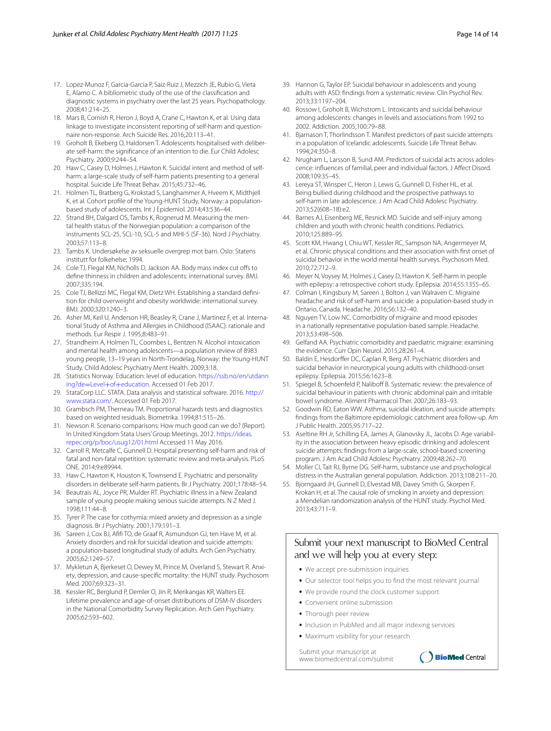17. Lopez-Munoz F, Garcia-Garcia P, Saiz-Ruiz J, Mezzich JE, Rubio G, Vieta E, Alamo C. A bibliometric study of the use of the classification and diagnostic systems in psychiatry over the last 25 years. Psychopathology. 2008;41:214–25.
18. Mars B, Cornish R, Heron J, Boyd A, Crane C, Hawton K, et al. Using data linkage to investigate inconsistent reporting of self-harm and questionnaire non-response. Arch Suicide Res. 2016;20:113–41.
19. Groholt B, Ekeberg O, Haldorsen T. Adolescents hospitalised with deliberate self-harm: the significance of an intention to die. Eur Child Adolesc Psychiatry. 2000;9:244–54.
20. Haw C, Casey D, Holmes J, Hawton K. Suicidal intent and method of self-harm: a large-scale study of self-harm patients presenting to a general hospital. Suicide Life Threat Behav. 2015;45:732–46.
21. Holmen TL, Bratberg G, Krokstad S, Langhammer A, Hveem K, Midthjell K, et al. Cohort profile of the Young-HUNT Study, Norway: a population-based study of adolescents. Int J Epidemiol. 2014;43:536–44.
22. Strand BH, Dalgard OS, Tambs K, Rognerud M. Measuring the mental health status of the Norwegian population: a comparison of the instruments SCL-25, SCL-10, SCL-5 and MHI-5 (SF-36). Nord J Psychiatry. 2003;57:113–8.
23. Tambs K. Undersøkelse av seksuelle overgrep mot barn. Oslo: Statens institutt for folkehelse; 1994.
24. Cole TJ, Flegal KM, Nicholls D, Jackson AA. Body mass index cut offs to define thinness in children and adolescents: international survey. BMJ. 2007;335:194.
25. Cole TJ, Bellizzi MC, Flegal KM, Dietz WH. Establishing a standard definition for child overweight and obesity worldwide: international survey. BMJ. 2000;320:1240–3.
26. Asher MI, Keil U, Anderson HR, Beasley R, Crane J, Martinez F, et al. International Study of Asthma and Allergies in Childhood (ISAAC): rationale and methods. Eur Respir J. 1995;8:483–91.
27. Strandheim A, Holmen TL, Coombes L, Bentzen N. Alcohol intoxication and mental health among adolescents—a population review of 8983 young people, 13–19 years in North-Trondelag, Norway: the Young-HUNT Study. Child Adolesc Psychiatry Ment Health. 2009;3:18.
28. Statistics Norway. Education: level of education. https://ssb.no/en/utdanning?de=Level+of+education. Accessed 01 Feb 2017.
29. StataCorp LLC. STATA. Data analysis and statistical software. 2016. http://www.stata.com/. Accessed 01 Feb 2017.
30. Grambsch PM, Therneau TM. Proportional hazards tests and diagnostics based on weighted residuals. Biometrika. 1994;81:515–26.
31. Newson R. Scenario comparisons: How much good can we do? (Report). In United Kingdom Stata Users' Group Meetings. 2012. https://ideas.repec.org/p/boc/usug12/01.html Accessed 11 May 2016.
32. Carroll R, Metcalfe C, Gunnell D. Hospital presenting self-harm and risk of fatal and non-fatal repetition: systematic review and meta-analysis. PLoS ONE. 2014;9:e89944.
33. Haw C, Hawton K, Houston K, Townsend E. Psychiatric and personality disorders in deliberate self-harm patients. Br J Psychiatry. 2001;178:48–54.
34. Beautrais AL, Joyce PR, Mulder RT. Psychiatric illness in a New Zealand sample of young people making serious suicide attempts. N Z Med J. 1998;111:44–8.
35. Tyrer P. The case for cothymia: mixed anxiety and depression as a single diagnosis. Br J Psychiatry. 2001;179:191–3.
36. Sareen J, Cox BJ, Afifi TO, de Graaf R, Asmundson GJ, ten Have M, et al. Anxiety disorders and risk for suicidal ideation and suicide attempts: a population-based longitudinal study of adults. Arch Gen Psychiatry. 2005;62:1249–57.
37. Mykletun A, Bjerkeset O, Dewey M, Prince M, Overland S, Stewart R. Anxiety, depression, and cause-specific mortality: the HUNT study. Psychosom Med. 2007;69:323–31.
38. Kessler RC, Berglund P, Demler O, Jin R, Merikangas KR, Walters EE. Lifetime prevalence and age-of-onset distributions of DSM-IV disorders in the National Comorbidity Survey Replication. Arch Gen Psychiatry. 2005;62:593–602.
39. Hannon G, Taylor EP. Suicidal behaviour in adolescents and young adults with ASD: findings from a systematic review. Clin Psychol Rev. 2013;33:1197–204.
40. Rossow I, Groholt B, Wichstrom L. Intoxicants and suicidal behaviour among adolescents: changes in levels and associations from 1992 to 2002. Addiction. 2005;100:79–88.
41. Bjarnason T, Thorlindsson T. Manifest predictors of past suicide attempts in a population of Icelandic adolescents. Suicide Life Threat Behav. 1994;24:350–8.
42. Nrugham L, Larsson B, Sund AM. Predictors of suicidal acts across adolescence: influences of familial, peer and individual factors. J Affect Disord. 2008;109:35–45.
43. Lereya ST, Winsper C, Heron J, Lewis G, Gunnell D, Fisher HL, et al. Being bullied during childhood and the prospective pathways to self-harm in late adolescence. J Am Acad Child Adolesc Psychiatry. 2013;52(608–18):e2.
44. Barnes AJ, Eisenberg ME, Resnick MD. Suicide and self-injury among children and youth with chronic health conditions. Pediatrics. 2010;125:889–95.
45. Scott KM, Hwang I, Chiu WT, Kessler RC, Sampson NA, Angermeyer M, et al. Chronic physical conditions and their association with first onset of suicidal behavior in the world mental health surveys. Psychosom Med. 2010;72:712–9.
46. Meyer N, Voysey M, Holmes J, Casey D, Hawton K. Self-harm in people with epilepsy: a retrospective cohort study. Epilepsia. 2014;55:1355–65.
47. Colman I, Kingsbury M, Sareen J, Bolton J, van Walraven C. Migraine headache and risk of self-harm and suicide: a population-based study in Ontario, Canada. Headache. 2016;56:132–40.
48. Nguyen TV, Low NC. Comorbidity of migraine and mood episodes in a nationally representative population-based sample. Headache. 2013;53:498–506.
49. Gelfand AA. Psychiatric comorbidity and paediatric migraine: examining the evidence. Curr Opin Neurol. 2015;28:261–4.
50. Baldin E, Hesdorffer DC, Caplan R, Berg AT. Psychiatric disorders and suicidal behavior in neurotypical young adults with childhood-onset epilepsy. Epilepsia. 2015;56:1623–8.
51. Spiegel B, Schoenfeld P, Naliboff B. Systematic review: the prevalence of suicidal behaviour in patients with chronic abdominal pain and irritable bowel syndrome. Aliment Pharmacol Ther. 2007;26:183–93.
52. Goodwin RD, Eaton WW. Asthma, suicidal ideation, and suicide attempts: findings from the Baltimore epidemiologic catchment area follow-up. Am J Public Health. 2005;95:717–22.
53. Aseltine RH Jr, Schilling EA, James A, Glanovsky JL, Jacobs D. Age variability in the association between heavy episodic drinking and adolescent suicide attempts: findings from a large-scale, school-based screening program. J Am Acad Child Adolesc Psychiatry. 2009;48:262–70.
54. Moller CI, Tait RJ, Byrne DG. Self-harm, substance use and psychological distress in the Australian general population. Addiction. 2013;108:211–20.
55. Bjorngaard JH, Gunnell D, Elvestad MB, Davey Smith G, Skorpen F, Krokan H, et al. The causal role of smoking in anxiety and depression: a Mendelian randomization analysis of the HUNT study. Psychol Med. 2013;43:711–9.

Submit your next manuscript to BioMed Central and we will help you at every step:

- We accept pre-submission inquiries
- Our selector tool helps you to find the most relevant journal
- We provide round the clock customer support
- Convenient online submission
- Thorough peer review
- Inclusion in PubMed and all major indexing services
- Maximum visibility for your research

Submit your manuscript at www.biomedcentral.com/submit

BioMed Central